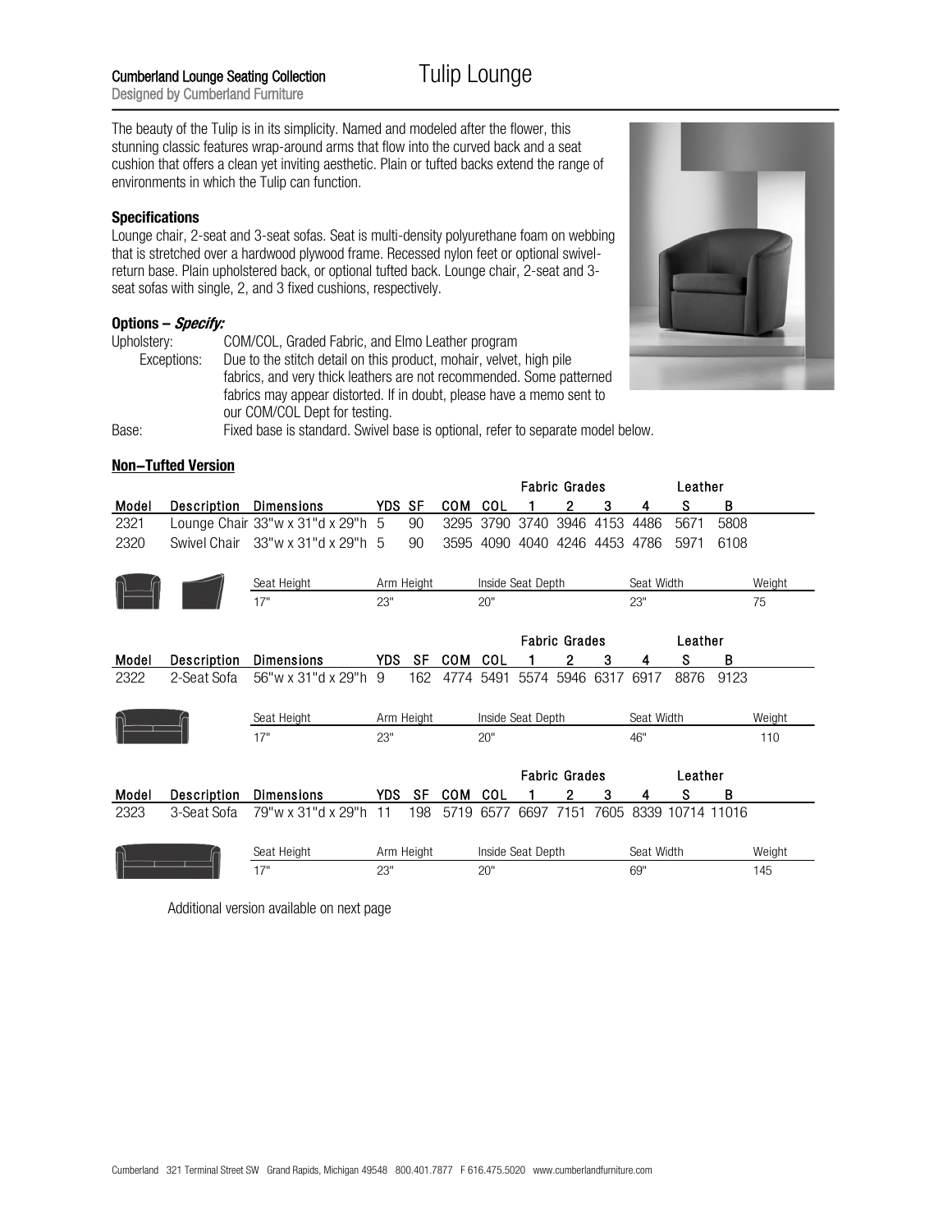Cumberland Lounge Seating Collection
Designed by Cumberland Furniture

# Tulip Lounge

The beauty of the Tulip is in its simplicity. Named and modeled after the flower, this stunning classic features wrap-around arms that flow into the curved back and a seat cushion that offers a clean yet inviting aesthetic. Plain or tufted backs extend the range of environments in which the Tulip can function.

**Specifications**

Lounge chair, 2-seat and 3-seat sofas. Seat is multi-density polyurethane foam on webbing that is stretched over a hardwood plywood frame. Recessed nylon feet or optional swivel-return base. Plain upholstered back, or optional tufted back. Lounge chair, 2-seat and 3-seat sofas with single, 2, and 3 fixed cushions, respectively.

**Options – *Specify:***

Upholstery: COM/COL, Graded Fabric, and Elmo Leather program

Exceptions: Due to the stitch detail on this product, mohair, velvet, high pile fabrics, and very thick leathers are not recommended. Some patterned fabrics may appear distorted. If in doubt, please have a memo sent to our COM/COL Dept for testing.

Base: Fixed base is standard. Swivel base is optional, refer to separate model below.

**Non–Tufted Version**

| | | | | | | | Fabric Grades | | | | Leather | |
|---|---|---|---|---|---|---|---|---|---|---|---|---|
| Model | Description | Dimensions | YDS | SF | COM | COL | 1 | 2 | 3 | 4 | S | B |
| 2321 | Lounge Chair | 33"w x 31"d x 29"h | 5 | 90 | 3295 | 3790 | 3740 | 3946 | 4153 | 4486 | 5671 | 5808 |
| 2320 | Swivel Chair | 33"w x 31"d x 29"h | 5 | 90 | 3595 | 4090 | 4040 | 4246 | 4453 | 4786 | 5971 | 6108 |

| Seat Height | Arm Height | Inside Seat Depth | Seat Width | Weight |
|---|---|---|---|---|
| 17" | 23" | 20" | 23" | 75 |

| | | | | | | | Fabric Grades | | | | Leather | |
|---|---|---|---|---|---|---|---|---|---|---|---|---|
| Model | Description | Dimensions | YDS | SF | COM | COL | 1 | 2 | 3 | 4 | S | B |
| 2322 | 2-Seat Sofa | 56"w x 31"d x 29"h | 9 | 162 | 4774 | 5491 | 5574 | 5946 | 6317 | 6917 | 8876 | 9123 |

| Seat Height | Arm Height | Inside Seat Depth | Seat Width | Weight |
|---|---|---|---|---|
| 17" | 23" | 20" | 46" | 110 |

| | | | | | | | Fabric Grades | | | | Leather | |
|---|---|---|---|---|---|---|---|---|---|---|---|---|
| Model | Description | Dimensions | YDS | SF | COM | COL | 1 | 2 | 3 | 4 | S | B |
| 2323 | 3-Seat Sofa | 79"w x 31"d x 29"h | 11 | 198 | 5719 | 6577 | 6697 | 7151 | 7605 | 8339 | 10714 | 11016 |

| Seat Height | Arm Height | Inside Seat Depth | Seat Width | Weight |
|---|---|---|---|---|
| 17" | 23" | 20" | 69" | 145 |

Additional version available on next page

Cumberland 321 Terminal Street SW Grand Rapids, Michigan 49548 800.401.7877 F 616.475.5020 www.cumberlandfurniture.com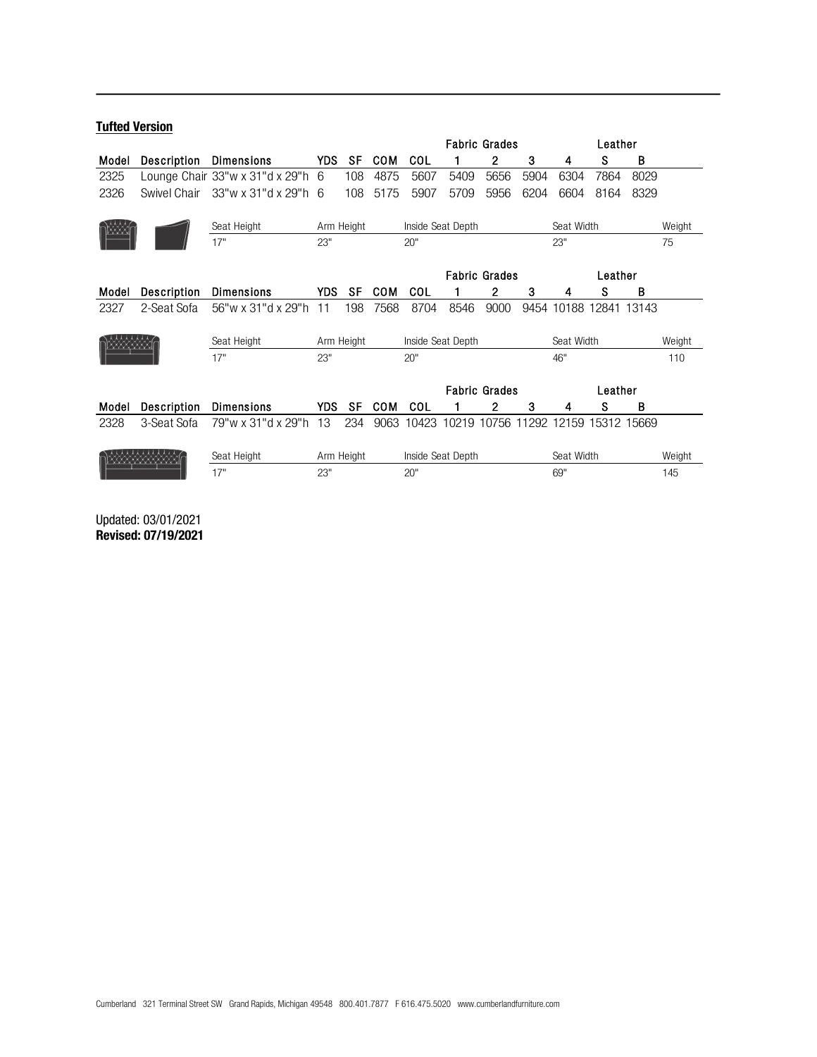**Tufted Version**

| | | | | | | | Fabric Grades | | | | Leather | |
|---|---|---|---|---|---|---|---|---|---|---|---|---|
| **Model** | **Description** | **Dimensions** | **YDS** | **SF** | **COM** | **COL** | **1** | **2** | **3** | **4** | **S** | **B** |
| 2325 | Lounge Chair | 33"w x 31"d x 29"h | 6 | 108 | 4875 | 5607 | 5409 | 5656 | 5904 | 6304 | 7864 | 8029 |
| 2326 | Swivel Chair | 33"w x 31"d x 29"h | 6 | 108 | 5175 | 5907 | 5709 | 5956 | 6204 | 6604 | 8164 | 8329 |

| Seat Height | Arm Height | Inside Seat Depth | Seat Width | Weight |
|---|---|---|---|---|
| 17" | 23" | 20" | 23" | 75 |

| | | | | | | | Fabric Grades | | | | Leather | |
|---|---|---|---|---|---|---|---|---|---|---|---|---|
| **Model** | **Description** | **Dimensions** | **YDS** | **SF** | **COM** | **COL** | **1** | **2** | **3** | **4** | **S** | **B** |
| 2327 | 2-Seat Sofa | 56"w x 31"d x 29"h | 11 | 198 | 7568 | 8704 | 8546 | 9000 | 9454 | 10188 | 12841 | 13143 |

| Seat Height | Arm Height | Inside Seat Depth | Seat Width | Weight |
|---|---|---|---|---|
| 17" | 23" | 20" | 46" | 110 |

| | | | | | | | Fabric Grades | | | | Leather | |
|---|---|---|---|---|---|---|---|---|---|---|---|---|
| **Model** | **Description** | **Dimensions** | **YDS** | **SF** | **COM** | **COL** | **1** | **2** | **3** | **4** | **S** | **B** |
| 2328 | 3-Seat Sofa | 79"w x 31"d x 29"h | 13 | 234 | 9063 | 10423 | 10219 | 10756 | 11292 | 12159 | 15312 | 15669 |

| Seat Height | Arm Height | Inside Seat Depth | Seat Width | Weight |
|---|---|---|---|---|
| 17" | 23" | 20" | 69" | 145 |

Updated: 03/01/2021
**Revised: 07/19/2021**

Cumberland 321 Terminal Street SW Grand Rapids, Michigan 49548 800.401.7877 F 616.475.5020 www.cumberlandfurniture.com